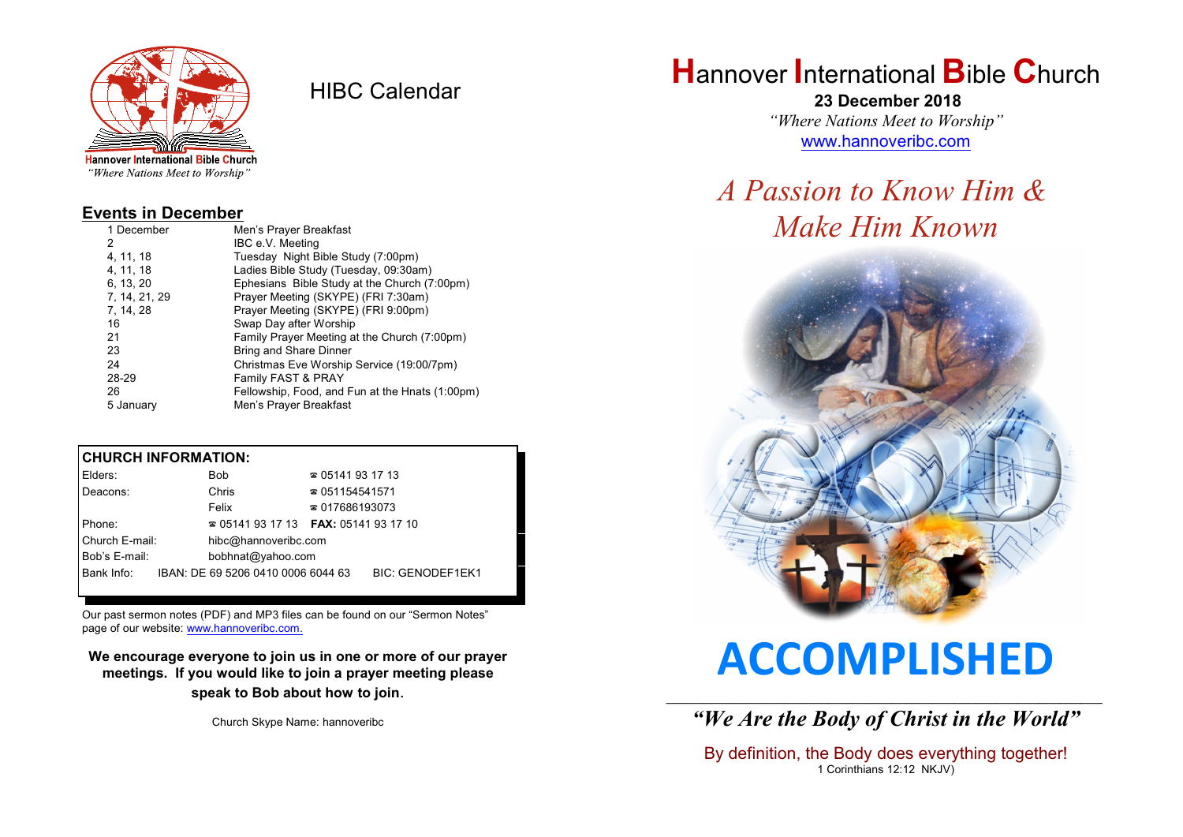Hannover International Bible Church
*"Where Nations Meet to Worship"*

# HIBC Calendar

## Events in December

| | |
|---|---|
| 1 December | Men's Prayer Breakfast |
| 2 | IBC e.V. Meeting |
| 4, 11, 18 | Tuesday Night Bible Study (7:00pm) |
| 4, 11, 18 | Ladies Bible Study (Tuesday, 09:30am) |
| 6, 13, 20 | Ephesians Bible Study at the Church (7:00pm) |
| 7, 14, 21, 29 | Prayer Meeting (SKYPE) (FRI 7:30am) |
| 7, 14, 28 | Prayer Meeting (SKYPE) (FRI 9:00pm) |
| 16 | Swap Day after Worship |
| 21 | Family Prayer Meeting at the Church (7:00pm) |
| 23 | Bring and Share Dinner |
| 24 | Christmas Eve Worship Service (19:00/7pm) |
| 28-29 | Family FAST & PRAY |
| 26 | Fellowship, Food, and Fun at the Hnats (1:00pm) |
| 5 January | Men's Prayer Breakfast |

## CHURCH INFORMATION:

| | | |
|---|---|---|
| Elders: | Bob | ☎ 05141 93 17 13 |
| Deacons: | Chris | ☎ 051154541571 |
| | Felix | ☎ 017686193073 |
| Phone: | ☎ 05141 93 17 13 | **FAX:** 05141 93 17 10 |
| Church E-mail: | hibc@hannoveribc.com | |
| Bob's E-mail: | bobhnat@yahoo.com | |
| Bank Info: | IBAN: DE 69 5206 0410 0006 6044 63 | BIC: GENODEF1EK1 |

Our past sermon notes (PDF) and MP3 files can be found on our "Sermon Notes" page of our website: www.hannoveribc.com.

**We encourage everyone to join us in one or more of our prayer meetings. If you would like to join a prayer meeting please speak to Bob about how to join.**

Church Skype Name: hannoveribc

# Hannover International Bible Church

**23 December 2018**

*"Where Nations Meet to Worship"*

www.hannoveribc.com

## *A Passion to Know Him & Make Him Known*

GOD

# ACCOMPLISHED

---

***"We Are the Body of Christ in the World"***

By definition, the Body does everything together!
1 Corinthians 12:12 NKJV)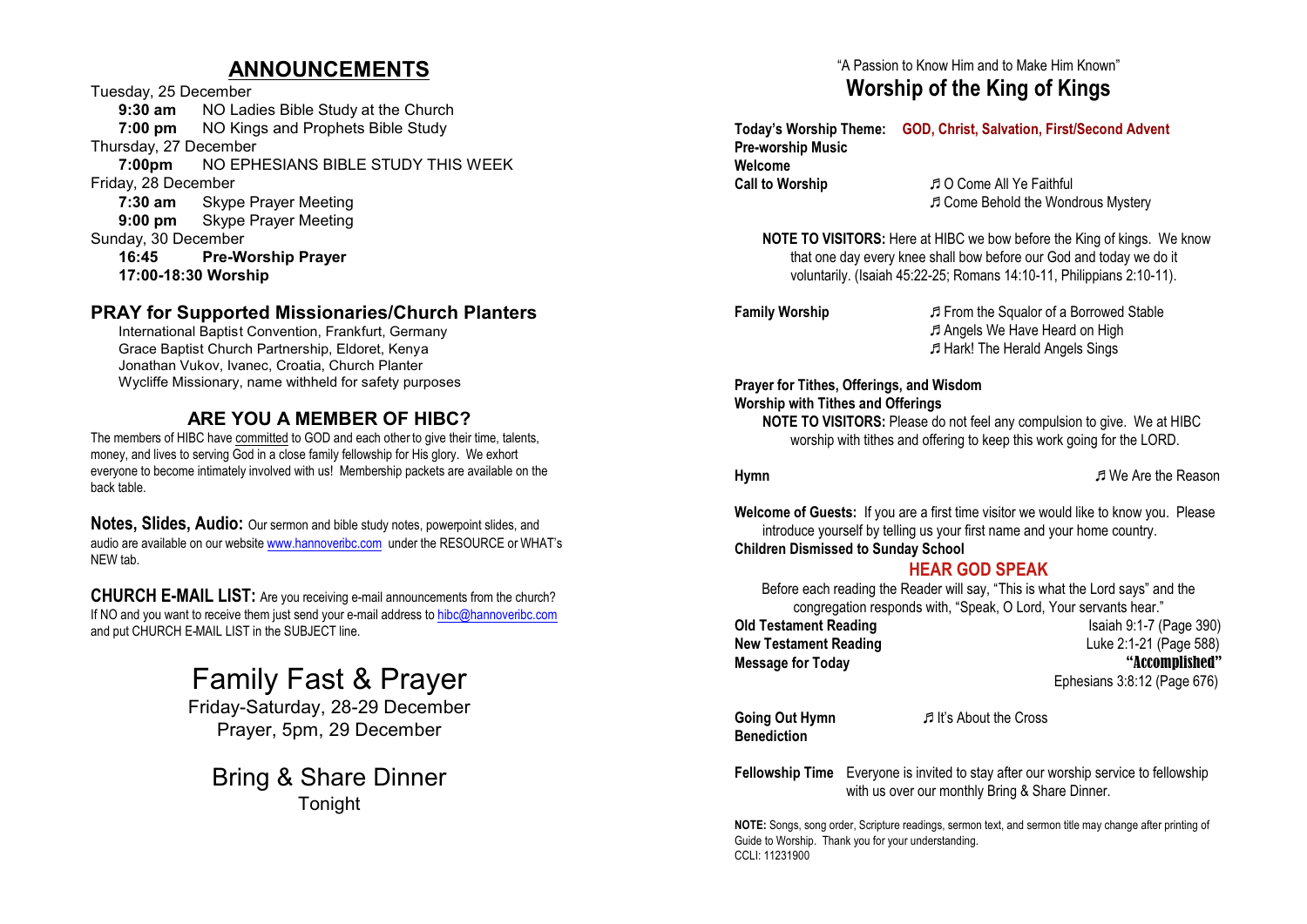# ANNOUNCEMENTS

Tuesday, 25 December

**9:30 am** NO Ladies Bible Study at the Church

**7:00 pm** NO Kings and Prophets Bible Study

Thursday, 27 December

**7:00pm** NO EPHESIANS BIBLE STUDY THIS WEEK

Friday, 28 December

**7:30 am** Skype Prayer Meeting

**9:00 pm** Skype Prayer Meeting

Sunday, 30 December

**16:45 Pre-Worship Prayer**

**17:00-18:30 Worship**

## PRAY for Supported Missionaries/Church Planters

International Baptist Convention, Frankfurt, Germany
Grace Baptist Church Partnership, Eldoret, Kenya
Jonathan Vukov, Ivanec, Croatia, Church Planter
Wycliffe Missionary, name withheld for safety purposes

## ARE YOU A MEMBER OF HIBC?

The members of HIBC have committed to GOD and each other to give their time, talents, money, and lives to serving God in a close family fellowship for His glory. We exhort everyone to become intimately involved with us! Membership packets are available on the back table.

**Notes, Slides, Audio:** Our sermon and bible study notes, powerpoint slides, and audio are available on our website www.hannoveribc.com under the RESOURCE or WHAT's NEW tab.

**CHURCH E-MAIL LIST:** Are you receiving e-mail announcements from the church? If NO and you want to receive them just send your e-mail address to hibc@hannoveribc.com and put CHURCH E-MAIL LIST in the SUBJECT line.

# Family Fast & Prayer

Friday-Saturday, 28-29 December
Prayer, 5pm, 29 December

# Bring & Share Dinner

Tonight

"A Passion to Know Him and to Make Him Known"

# Worship of the King of Kings

**Today's Worship Theme:** **GOD, Christ, Salvation, First/Second Advent**

**Pre-worship Music**

**Welcome**

**Call to Worship** ♬ O Come All Ye Faithful
♬ Come Behold the Wondrous Mystery

**NOTE TO VISITORS:** Here at HIBC we bow before the King of kings. We know that one day every knee shall bow before our God and today we do it voluntarily. (Isaiah 45:22-25; Romans 14:10-11, Philippians 2:10-11).

**Family Worship** ♬ From the Squalor of a Borrowed Stable
♬ Angels We Have Heard on High
♬ Hark! The Herald Angels Sings

**Prayer for Tithes, Offerings, and Wisdom**

**Worship with Tithes and Offerings**

**NOTE TO VISITORS:** Please do not feel any compulsion to give. We at HIBC worship with tithes and offering to keep this work going for the LORD.

**Hymn** ♬ We Are the Reason

**Welcome of Guests:** If you are a first time visitor we would like to know you. Please introduce yourself by telling us your first name and your home country.

**Children Dismissed to Sunday School**

## HEAR GOD SPEAK

Before each reading the Reader will say, "This is what the Lord says" and the congregation responds with, "Speak, O Lord, Your servants hear."

**Old Testament Reading** Isaiah 9:1-7 (Page 390)

**New Testament Reading** Luke 2:1-21 (Page 588)

**Message for Today** **"Accomplished"**
Ephesians 3:8:12 (Page 676)

**Going Out Hymn** ♬ It's About the Cross

**Benediction**

**Fellowship Time** Everyone is invited to stay after our worship service to fellowship with us over our monthly Bring & Share Dinner.

**NOTE:** Songs, song order, Scripture readings, sermon text, and sermon title may change after printing of Guide to Worship. Thank you for your understanding.
CCLI: 11231900